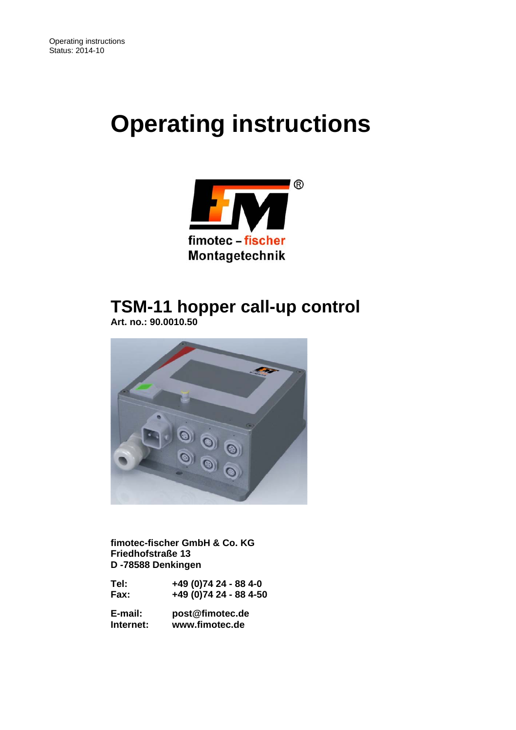Operating instructions
Status: 2014-10

# Operating instructions

fimotec – fischer
Montagetechnik

## TSM-11 hopper call-up control

**Art. no.: 90.0010.50**

**fimotec-fischer GmbH & Co. KG**
**Friedhofstraße 13**
**D -78588 Denkingen**

| | |
|---|---|
| **Tel:** | **+49 (0)74 24 - 88 4-0** |
| **Fax:** | **+49 (0)74 24 - 88 4-50** |
| **E-mail:** | **post@fimotec.de** |
| **Internet:** | **www.fimotec.de** |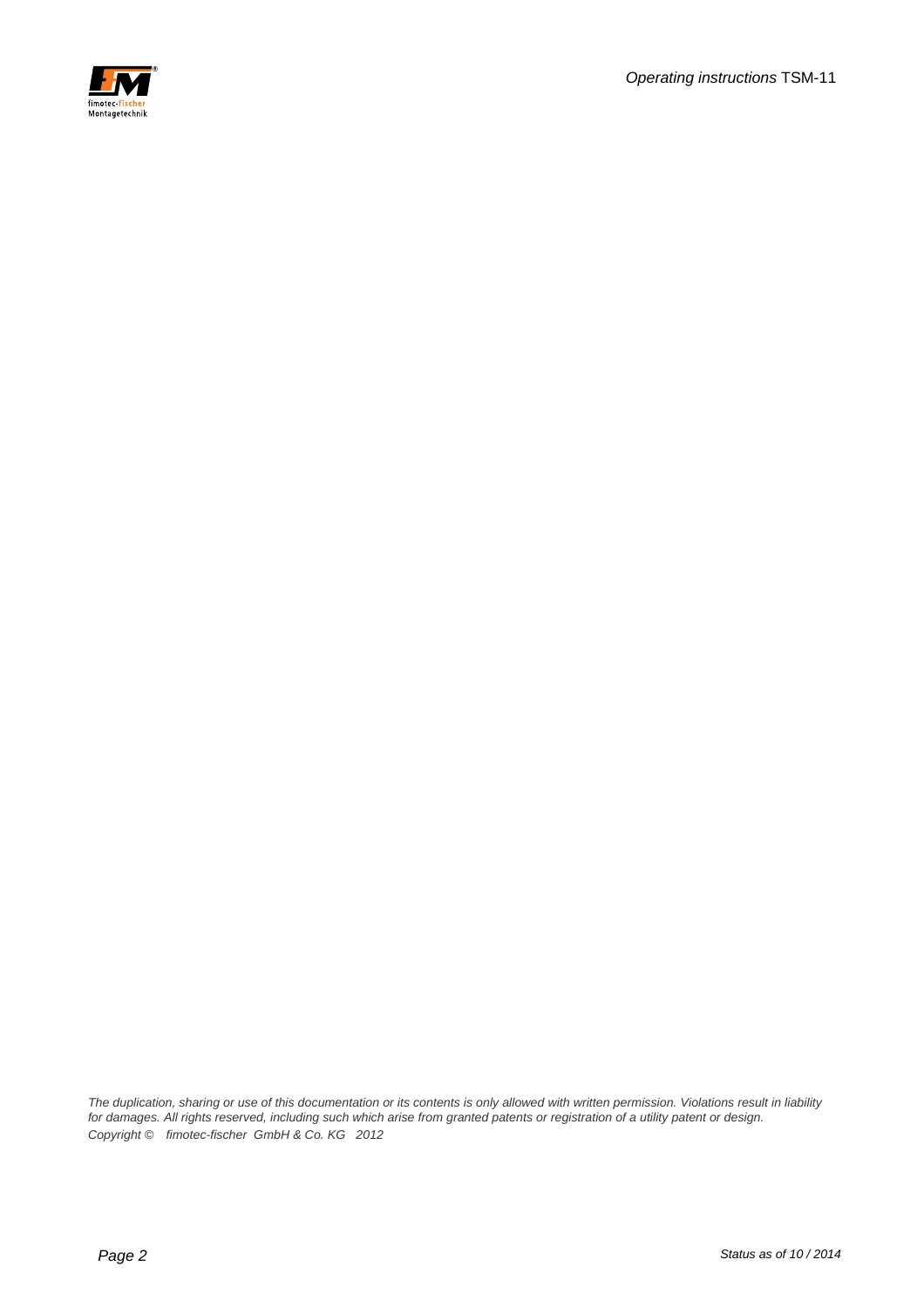*The duplication, sharing or use of this documentation or its contents is only allowed with written permission. Violations result in liability for damages. All rights reserved, including such which arise from granted patents or registration of a utility patent or design.*
*Copyright © fimotec-fischer GmbH & Co. KG 2012*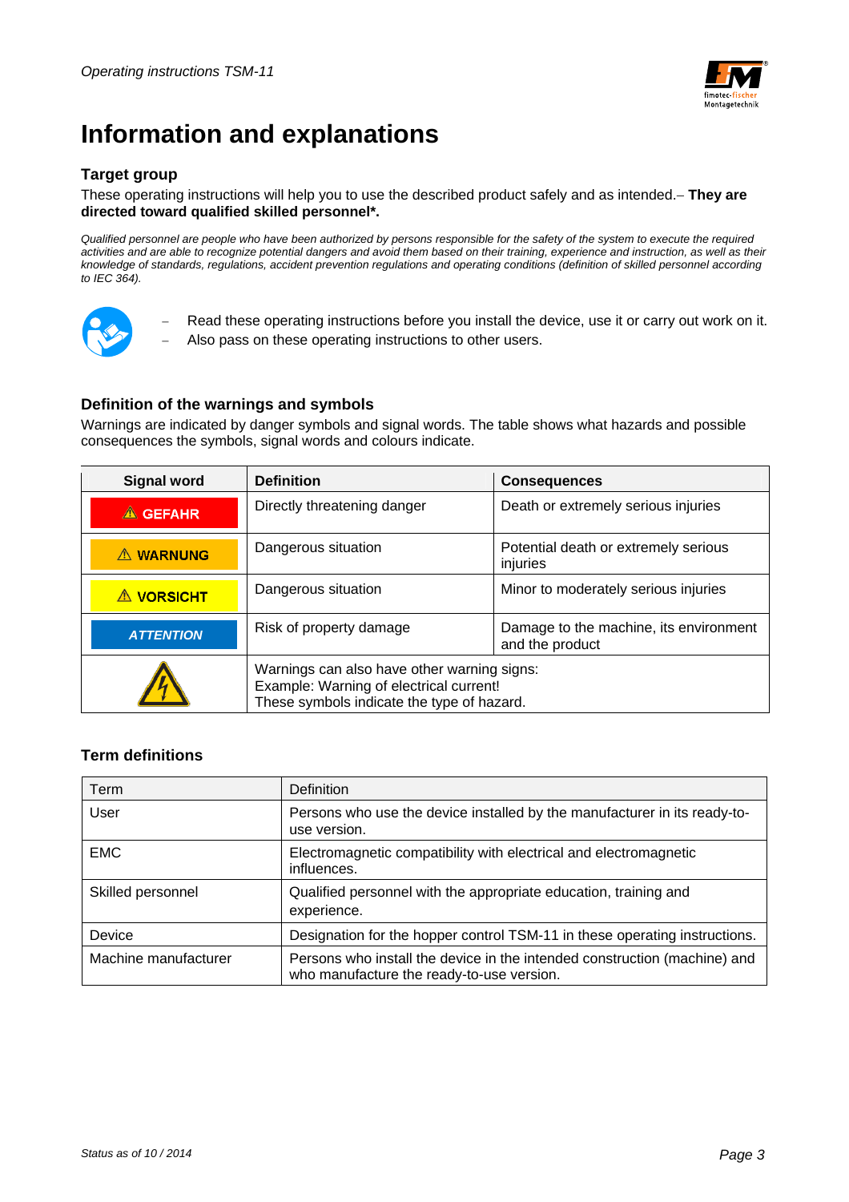# Information and explanations

### Target group

These operating instructions will help you to use the described product safely and as intended.– **They are directed toward qualified skilled personnel*.**

*Qualified personnel are people who have been authorized by persons responsible for the safety of the system to execute the required activities and are able to recognize potential dangers and avoid them based on their training, experience and instruction, as well as their knowledge of standards, regulations, accident prevention regulations and operating conditions (definition of skilled personnel according to IEC 364).*

- Read these operating instructions before you install the device, use it or carry out work on it.
- Also pass on these operating instructions to other users.

### Definition of the warnings and symbols

Warnings are indicated by danger symbols and signal words. The table shows what hazards and possible consequences the symbols, signal words and colours indicate.

| Signal word | Definition | Consequences |
|---|---|---|
| ⚠ GEFAHR | Directly threatening danger | Death or extremely serious injuries |
| ⚠ WARNUNG | Dangerous situation | Potential death or extremely serious injuries |
| ⚠ VORSICHT | Dangerous situation | Minor to moderately serious injuries |
| *ATTENTION* | Risk of property damage | Damage to the machine, its environment and the product |
| | Warnings can also have other warning signs:<br>Example: Warning of electrical current!<br>These symbols indicate the type of hazard. | |

### Term definitions

| Term | Definition |
|---|---|
| User | Persons who use the device installed by the manufacturer in its ready-to-use version. |
| EMC | Electromagnetic compatibility with electrical and electromagnetic influences. |
| Skilled personnel | Qualified personnel with the appropriate education, training and experience. |
| Device | Designation for the hopper control TSM-11 in these operating instructions. |
| Machine manufacturer | Persons who install the device in the intended construction (machine) and who manufacture the ready-to-use version. |

Status as of 10 / 2014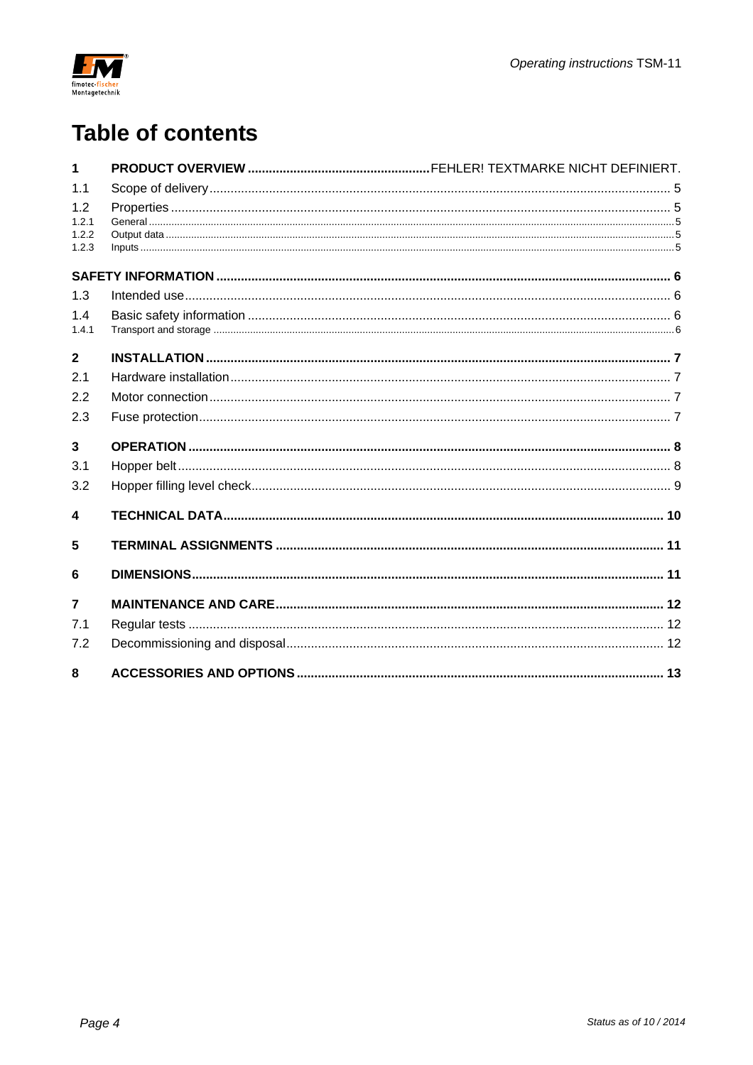# Table of contents

| | | |
|---|---|---|
| **1** | **PRODUCT OVERVIEW** | FEHLER! TEXTMARKE NICHT DEFINIERT. |
| 1.1 | Scope of delivery | 5 |
| 1.2 | Properties | 5 |
| 1.2.1 | General | 5 |
| 1.2.2 | Output data | 5 |
| 1.2.3 | Inputs | 5 |
| **SAFETY INFORMATION** | | **6** |
| 1.3 | Intended use | 6 |
| 1.4 | Basic safety information | 6 |
| 1.4.1 | Transport and storage | 6 |
| **2** | **INSTALLATION** | **7** |
| 2.1 | Hardware installation | 7 |
| 2.2 | Motor connection | 7 |
| 2.3 | Fuse protection | 7 |
| **3** | **OPERATION** | **8** |
| 3.1 | Hopper belt | 8 |
| 3.2 | Hopper filling level check | 9 |
| **4** | **TECHNICAL DATA** | **10** |
| **5** | **TERMINAL ASSIGNMENTS** | **11** |
| **6** | **DIMENSIONS** | **11** |
| **7** | **MAINTENANCE AND CARE** | **12** |
| 7.1 | Regular tests | 12 |
| 7.2 | Decommissioning and disposal | 12 |
| **8** | **ACCESSORIES AND OPTIONS** | **13** |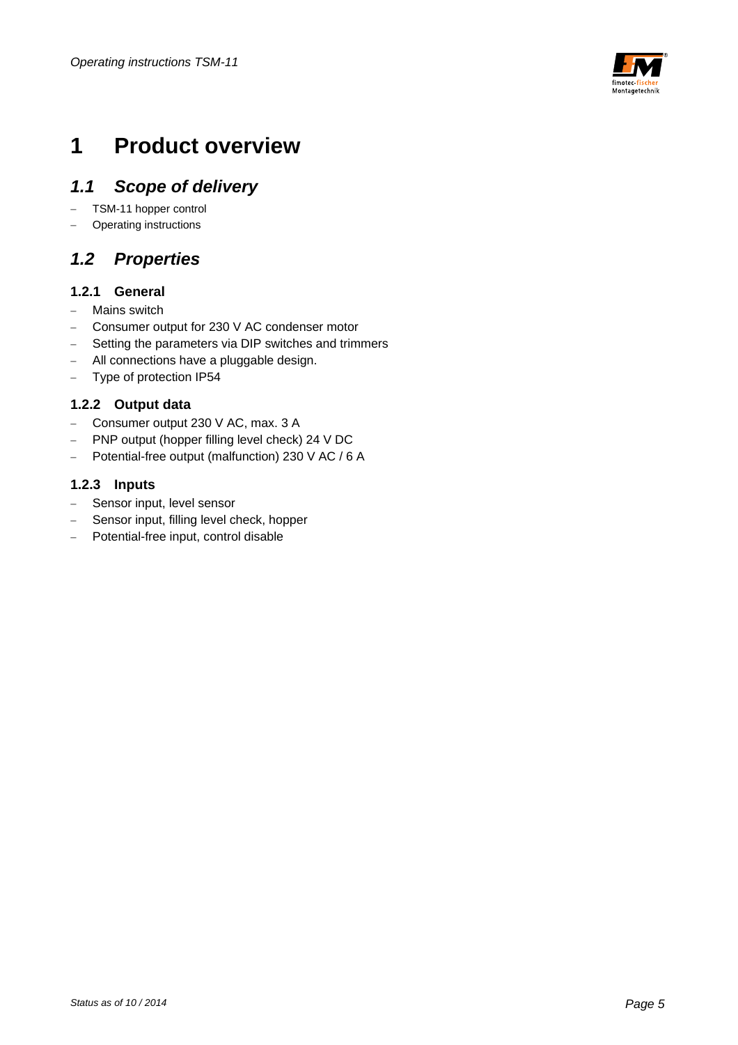# 1 Product overview

## 1.1 Scope of delivery

- TSM-11 hopper control
- Operating instructions

## 1.2 Properties

### 1.2.1 General

- Mains switch
- Consumer output for 230 V AC condenser motor
- Setting the parameters via DIP switches and trimmers
- All connections have a pluggable design.
- Type of protection IP54

### 1.2.2 Output data

- Consumer output 230 V AC, max. 3 A
- PNP output (hopper filling level check) 24 V DC
- Potential-free output (malfunction) 230 V AC / 6 A

### 1.2.3 Inputs

- Sensor input, level sensor
- Sensor input, filling level check, hopper
- Potential-free input, control disable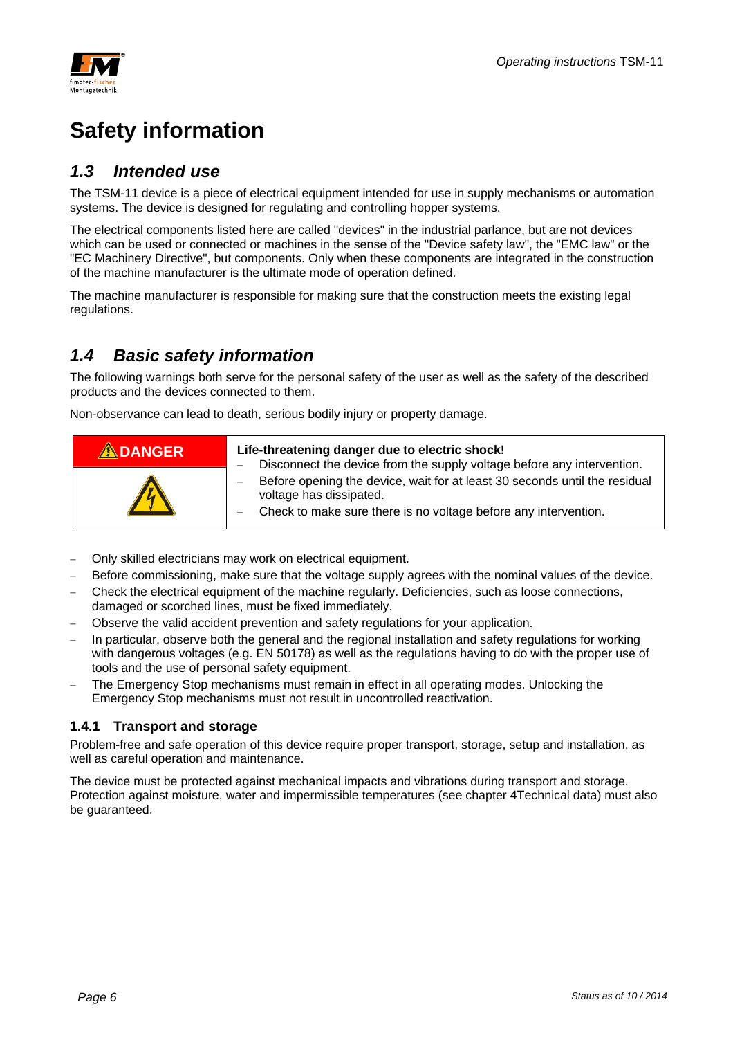# Safety information

## 1.3 Intended use

The TSM-11 device is a piece of electrical equipment intended for use in supply mechanisms or automation systems. The device is designed for regulating and controlling hopper systems.

The electrical components listed here are called "devices" in the industrial parlance, but are not devices which can be used or connected or machines in the sense of the "Device safety law", the "EMC law" or the "EC Machinery Directive", but components. Only when these components are integrated in the construction of the machine manufacturer is the ultimate mode of operation defined.

The machine manufacturer is responsible for making sure that the construction meets the existing legal regulations.

## 1.4 Basic safety information

The following warnings both serve for the personal safety of the user as well as the safety of the described products and the devices connected to them.

Non-observance can lead to death, serious bodily injury or property damage.

| ⚠ DANGER | **Life-threatening danger due to electric shock!**<br>– Disconnect the device from the supply voltage before any intervention.<br>– Before opening the device, wait for at least 30 seconds until the residual voltage has dissipated.<br>– Check to make sure there is no voltage before any intervention. |
|---|---|

- Only skilled electricians may work on electrical equipment.
- Before commissioning, make sure that the voltage supply agrees with the nominal values of the device.
- Check the electrical equipment of the machine regularly. Deficiencies, such as loose connections, damaged or scorched lines, must be fixed immediately.
- Observe the valid accident prevention and safety regulations for your application.
- In particular, observe both the general and the regional installation and safety regulations for working with dangerous voltages (e.g. EN 50178) as well as the regulations having to do with the proper use of tools and the use of personal safety equipment.
- The Emergency Stop mechanisms must remain in effect in all operating modes. Unlocking the Emergency Stop mechanisms must not result in uncontrolled reactivation.

### 1.4.1 Transport and storage

Problem-free and safe operation of this device require proper transport, storage, setup and installation, as well as careful operation and maintenance.

The device must be protected against mechanical impacts and vibrations during transport and storage. Protection against moisture, water and impermissible temperatures (see chapter 4Technical data) must also be guaranteed.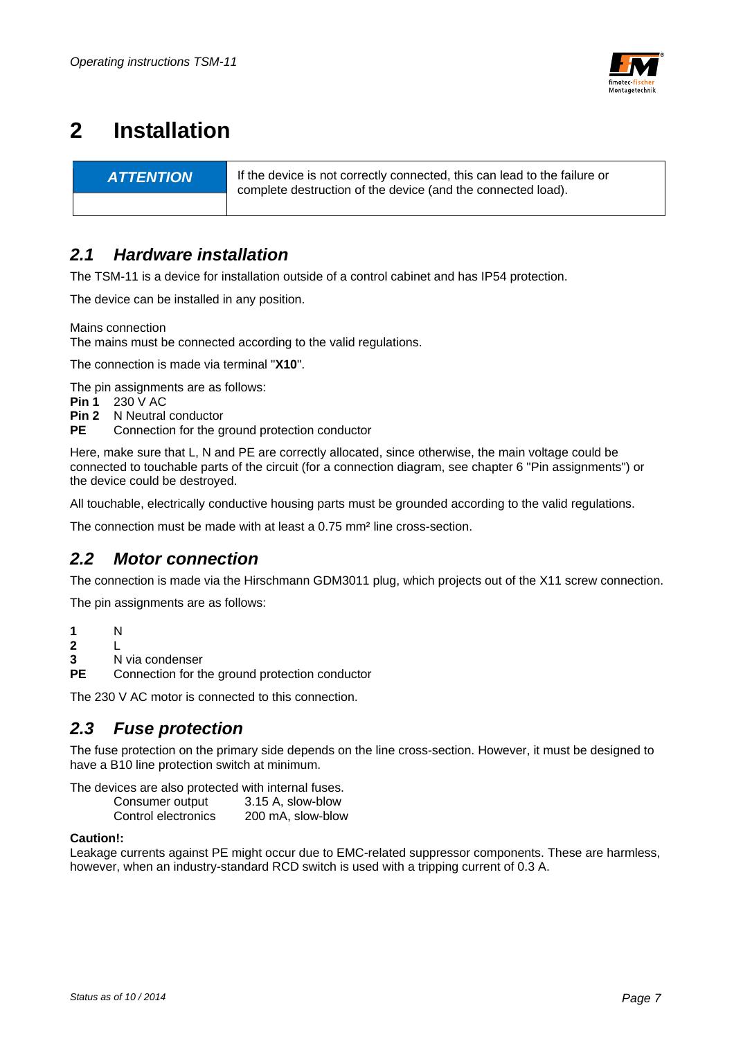# 2 Installation

| ***ATTENTION*** | If the device is not correctly connected, this can lead to the failure or complete destruction of the device (and the connected load). |
|---|---|

## *2.1 Hardware installation*

The TSM-11 is a device for installation outside of a control cabinet and has IP54 protection.

The device can be installed in any position.

Mains connection
The mains must be connected according to the valid regulations.

The connection is made via terminal "**X10**".

The pin assignments are as follows:
**Pin 1** 230 V AC
**Pin 2** N Neutral conductor
**PE** Connection for the ground protection conductor

Here, make sure that L, N and PE are correctly allocated, since otherwise, the main voltage could be connected to touchable parts of the circuit (for a connection diagram, see chapter 6 "Pin assignments") or the device could be destroyed.

All touchable, electrically conductive housing parts must be grounded according to the valid regulations.

The connection must be made with at least a 0.75 mm² line cross-section.

## *2.2 Motor connection*

The connection is made via the Hirschmann GDM3011 plug, which projects out of the X11 screw connection.

The pin assignments are as follows:

**1** N
**2** L
**3** N via condenser
**PE** Connection for the ground protection conductor

The 230 V AC motor is connected to this connection.

## *2.3 Fuse protection*

The fuse protection on the primary side depends on the line cross-section. However, it must be designed to have a B10 line protection switch at minimum.

The devices are also protected with internal fuses.

| | |
|---|---|
| Consumer output | 3.15 A, slow-blow |
| Control electronics | 200 mA, slow-blow |

**Caution!:**
Leakage currents against PE might occur due to EMC-related suppressor components. These are harmless, however, when an industry-standard RCD switch is used with a tripping current of 0.3 A.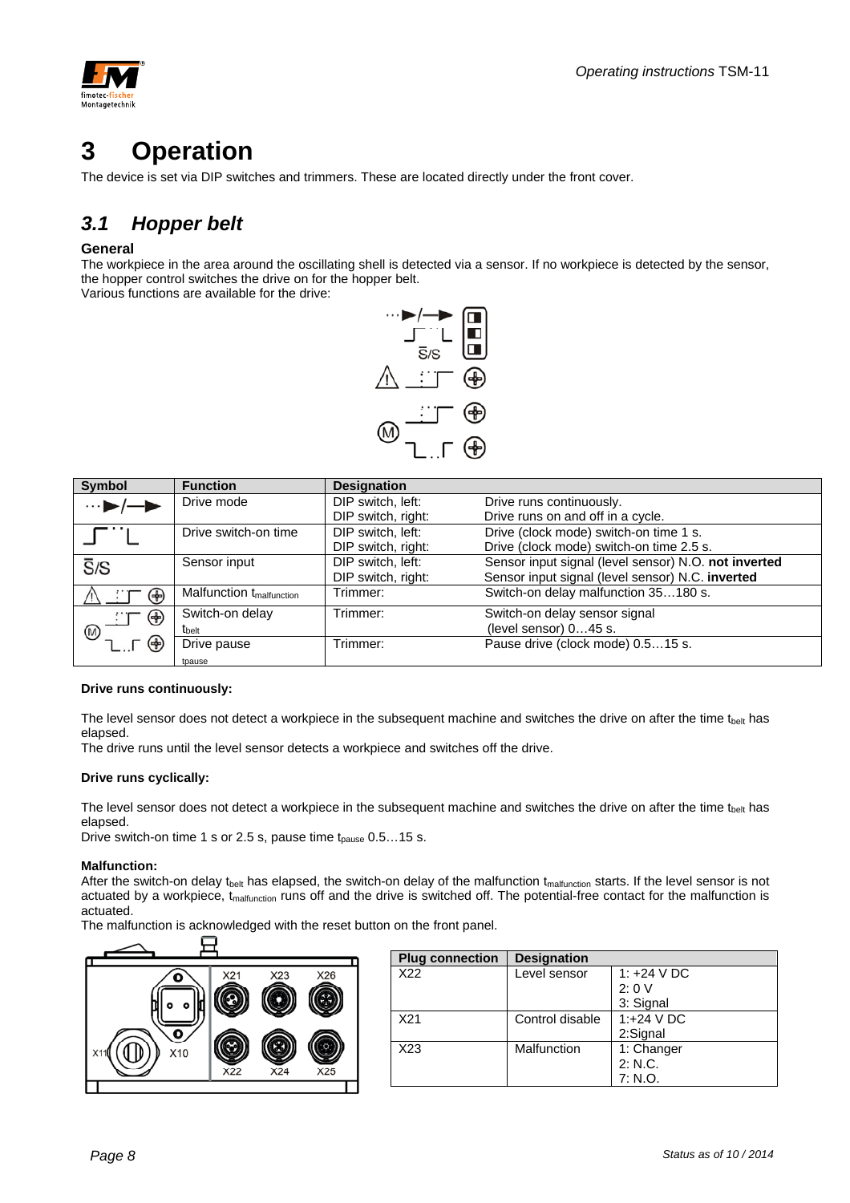# 3 Operation

The device is set via DIP switches and trimmers. These are located directly under the front cover.

## 3.1 Hopper belt

**General**

The workpiece in the area around the oscillating shell is detected via a sensor. If no workpiece is detected by the sensor, the hopper control switches the drive on for the hopper belt.
Various functions are available for the drive:

| Symbol | Function | Designation | |
|---|---|---|---|
| ···►/—► | Drive mode | DIP switch, left:<br>DIP switch, right: | Drive runs continuously.<br>Drive runs on and off in a cycle. |
| ⎍ ·· ⎿ | Drive switch-on time | DIP switch, left:<br>DIP switch, right: | Drive (clock mode) switch-on time 1 s.<br>Drive (clock mode) switch-on time 2.5 s. |
| S̄/S | Sensor input | DIP switch, left:<br>DIP switch, right: | Sensor input signal (level sensor) N.O. **not inverted**<br>Sensor input signal (level sensor) N.C. **inverted** |
| ⚠ | Malfunction $t_{malfunction}$ | Trimmer: | Switch-on delay malfunction 35…180 s. |
| Ⓜ | Switch-on delay $t_{belt}$ | Trimmer: | Switch-on delay sensor signal (level sensor) 0…45 s. |
| | Drive pause $t_{pause}$ | Trimmer: | Pause drive (clock mode) 0.5…15 s. |

**Drive runs continuously:**

The level sensor does not detect a workpiece in the subsequent machine and switches the drive on after the time $t_{belt}$ has elapsed.
The drive runs until the level sensor detects a workpiece and switches off the drive.

**Drive runs cyclically:**

The level sensor does not detect a workpiece in the subsequent machine and switches the drive on after the time $t_{belt}$ has elapsed.
Drive switch-on time 1 s or 2.5 s, pause time $t_{pause}$ 0.5…15 s.

**Malfunction:**

After the switch-on delay $t_{belt}$ has elapsed, the switch-on delay of the malfunction $t_{malfunction}$ starts. If the level sensor is not actuated by a workpiece, $t_{malfunction}$ runs off and the drive is switched off. The potential-free contact for the malfunction is actuated.
The malfunction is acknowledged with the reset button on the front panel.

| Plug connection | Designation | |
|---|---|---|
| X22 | Level sensor | 1: +24 V DC<br>2: 0 V<br>3: Signal |
| X21 | Control disable | 1:+24 V DC<br>2:Signal |
| X23 | Malfunction | 1: Changer<br>2: N.C.<br>7: N.O. |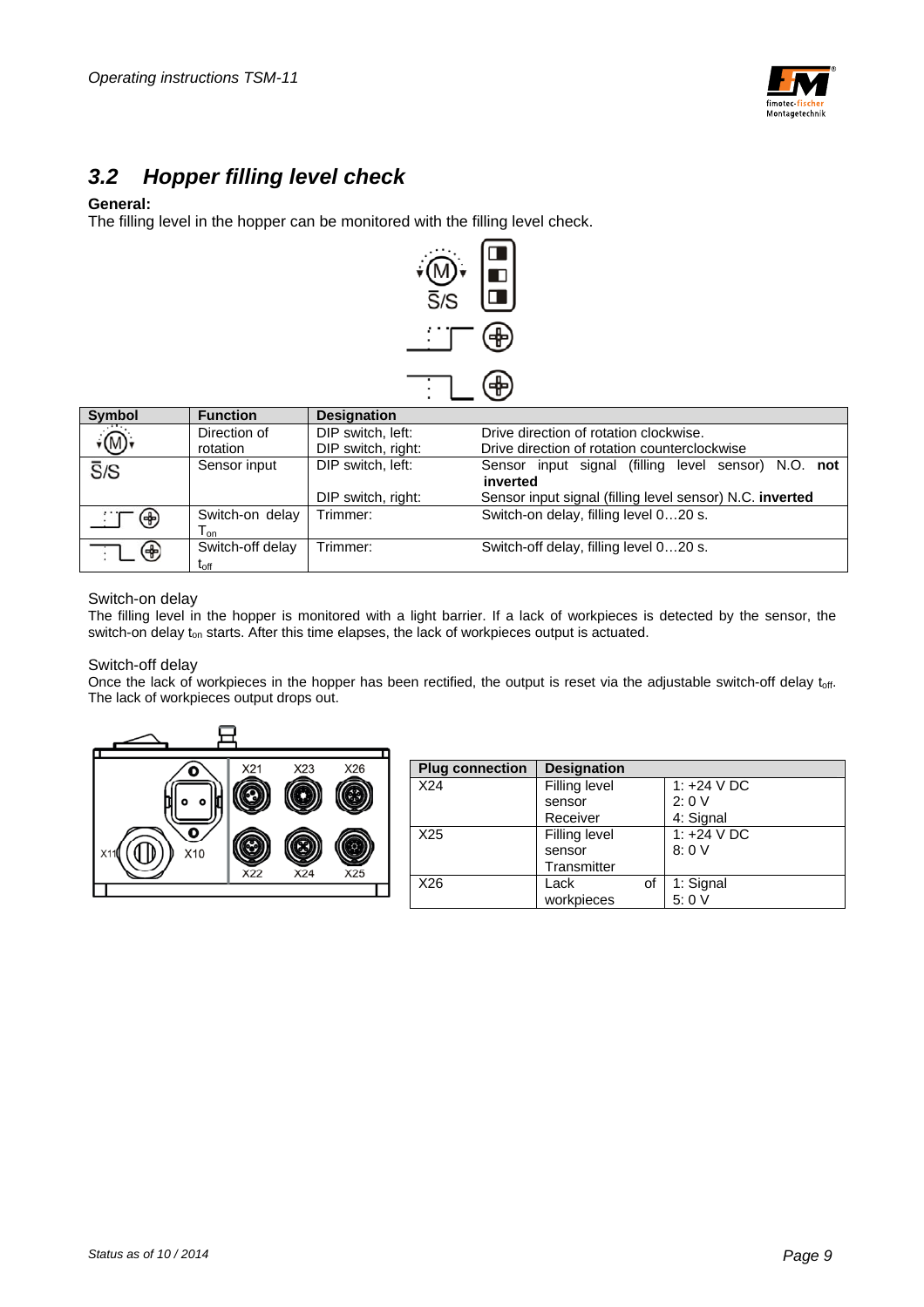## 3.2 Hopper filling level check

**General:**
The filling level in the hopper can be monitored with the filling level check.

| Symbol | Function | Designation | |
|---|---|---|---|
| (M) | Direction of rotation | DIP switch, left: | Drive direction of rotation clockwise. |
| | | DIP switch, right: | Drive direction of rotation counterclockwise |
| S̄/S | Sensor input | DIP switch, left: | Sensor input signal (filling level sensor) N.O. **not inverted** |
| | | DIP switch, right: | Sensor input signal (filling level sensor) N.C. **inverted** |
| | Switch-on delay $T_{on}$ | Trimmer: | Switch-on delay, filling level 0…20 s. |
| | Switch-off delay $t_{off}$ | Trimmer: | Switch-off delay, filling level 0…20 s. |

Switch-on delay
The filling level in the hopper is monitored with a light barrier. If a lack of workpieces is detected by the sensor, the switch-on delay $t_{on}$ starts. After this time elapses, the lack of workpieces output is actuated.

Switch-off delay
Once the lack of workpieces in the hopper has been rectified, the output is reset via the adjustable switch-off delay $t_{off}$. The lack of workpieces output drops out.

| Plug connection | Designation | |
|---|---|---|
| X24 | Filling level sensor Receiver | 1: +24 V DC<br>2: 0 V<br>4: Signal |
| X25 | Filling level sensor Transmitter | 1: +24 V DC<br>8: 0 V |
| X26 | Lack of workpieces | 1: Signal<br>5: 0 V |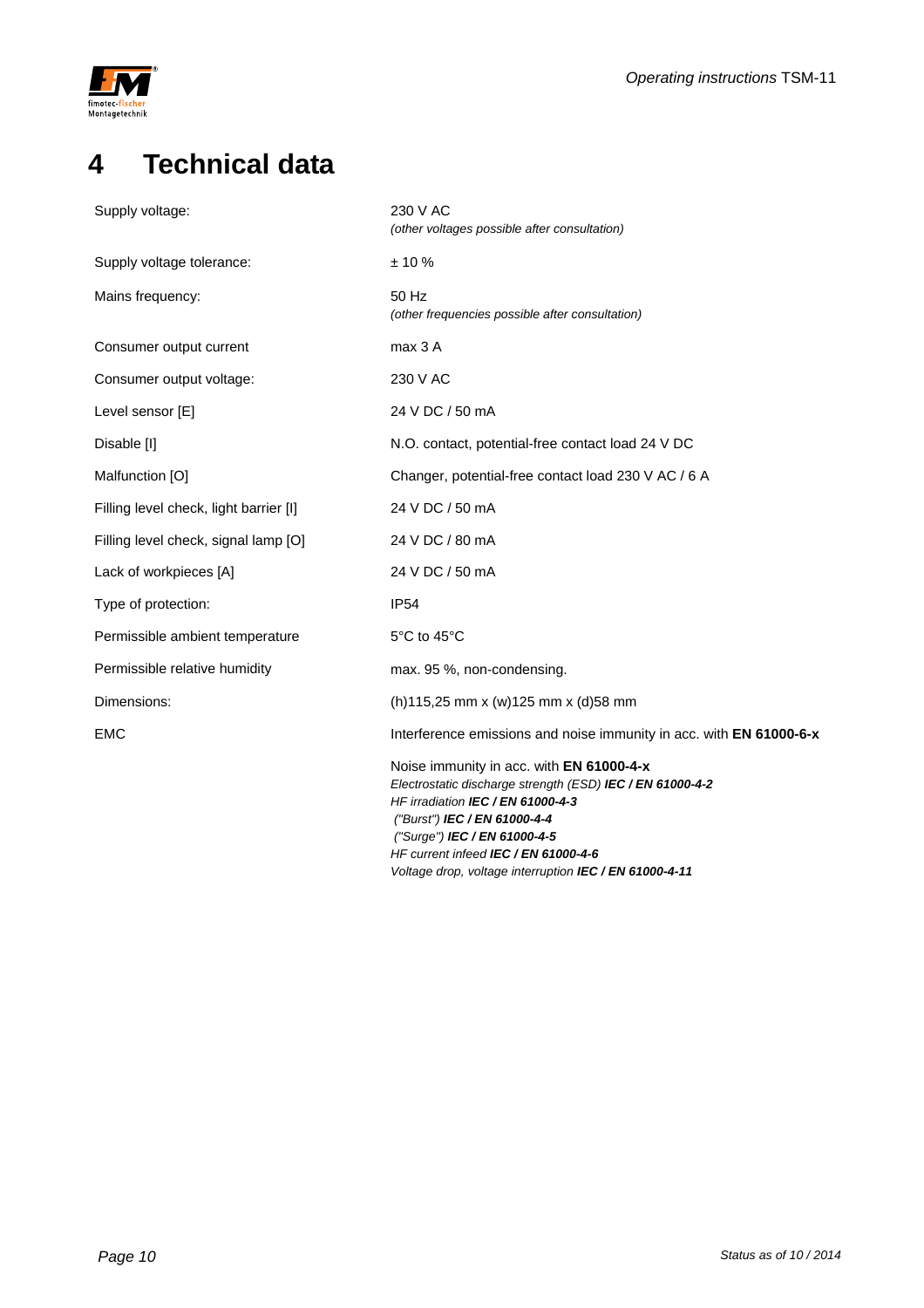# 4 Technical data

| | |
|---|---|
| Supply voltage: | 230 V AC<br>*(other voltages possible after consultation)* |
| Supply voltage tolerance: | ± 10 % |
| Mains frequency: | 50 Hz<br>*(other frequencies possible after consultation)* |
| Consumer output current | max 3 A |
| Consumer output voltage: | 230 V AC |
| Level sensor [E] | 24 V DC / 50 mA |
| Disable [I] | N.O. contact, potential-free contact load 24 V DC |
| Malfunction [O] | Changer, potential-free contact load 230 V AC / 6 A |
| Filling level check, light barrier [I] | 24 V DC / 50 mA |
| Filling level check, signal lamp [O] | 24 V DC / 80 mA |
| Lack of workpieces [A] | 24 V DC / 50 mA |
| Type of protection: | IP54 |
| Permissible ambient temperature | 5°C to 45°C |
| Permissible relative humidity | max. 95 %, non-condensing. |
| Dimensions: | (h)115,25 mm x (w)125 mm x (d)58 mm |
| EMC | Interference emissions and noise immunity in acc. with **EN 61000-6-x** |
| | Noise immunity in acc. with **EN 61000-4-x**<br>*Electrostatic discharge strength (ESD)* ***IEC / EN 61000-4-2***<br>*HF irradiation* ***IEC / EN 61000-4-3***<br>*("Burst")* ***IEC / EN 61000-4-4***<br>*("Surge")* ***IEC / EN 61000-4-5***<br>*HF current infeed* ***IEC / EN 61000-4-6***<br>*Voltage drop, voltage interruption* ***IEC / EN 61000-4-11*** |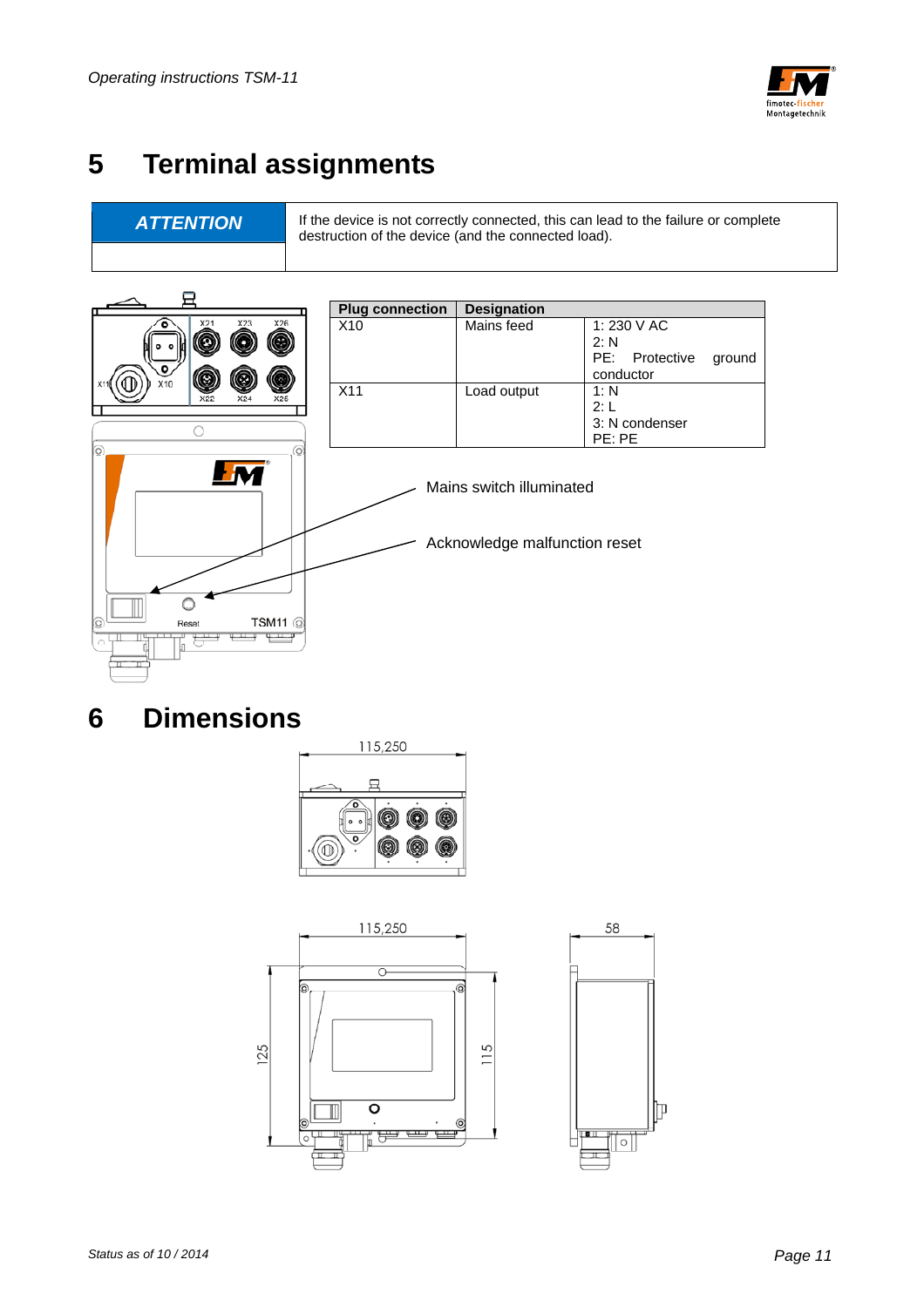# 5 Terminal assignments

| ATTENTION | If the device is not correctly connected, this can lead to the failure or complete destruction of the device (and the connected load). |
|---|---|

| Plug connection | Designation | |
|---|---|---|
| X10 | Mains feed | 1: 230 V AC<br>2: N<br>PE: Protective ground conductor |
| X11 | Load output | 1: N<br>2: L<br>3: N condenser<br>PE: PE |

Mains switch illuminated

Acknowledge malfunction reset

# 6 Dimensions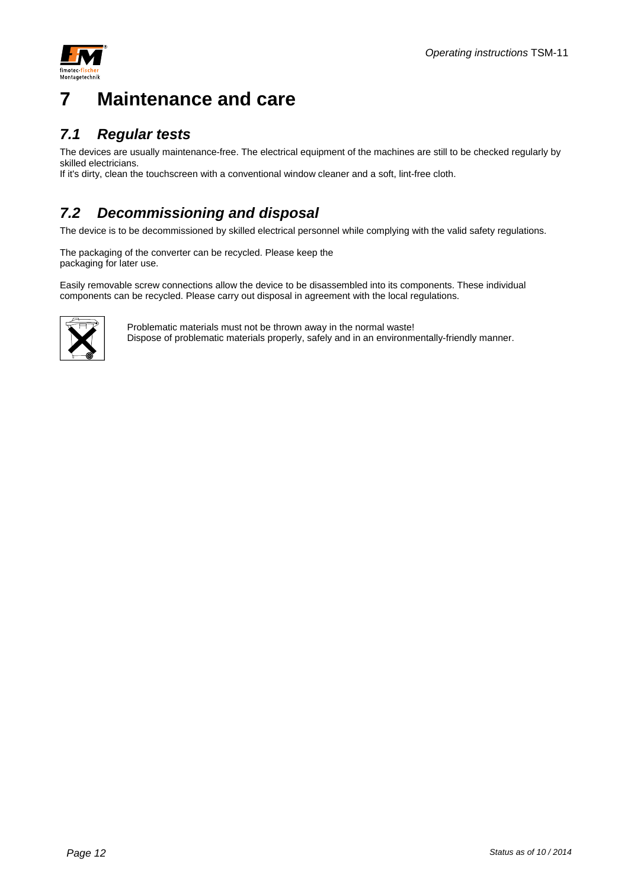# 7 Maintenance and care

## 7.1 Regular tests

The devices are usually maintenance-free. The electrical equipment of the machines are still to be checked regularly by skilled electricians.
If it's dirty, clean the touchscreen with a conventional window cleaner and a soft, lint-free cloth.

## 7.2 Decommissioning and disposal

The device is to be decommissioned by skilled electrical personnel while complying with the valid safety regulations.

The packaging of the converter can be recycled. Please keep the packaging for later use.

Easily removable screw connections allow the device to be disassembled into its components. These individual components can be recycled. Please carry out disposal in agreement with the local regulations.

Problematic materials must not be thrown away in the normal waste!
Dispose of problematic materials properly, safely and in an environmentally-friendly manner.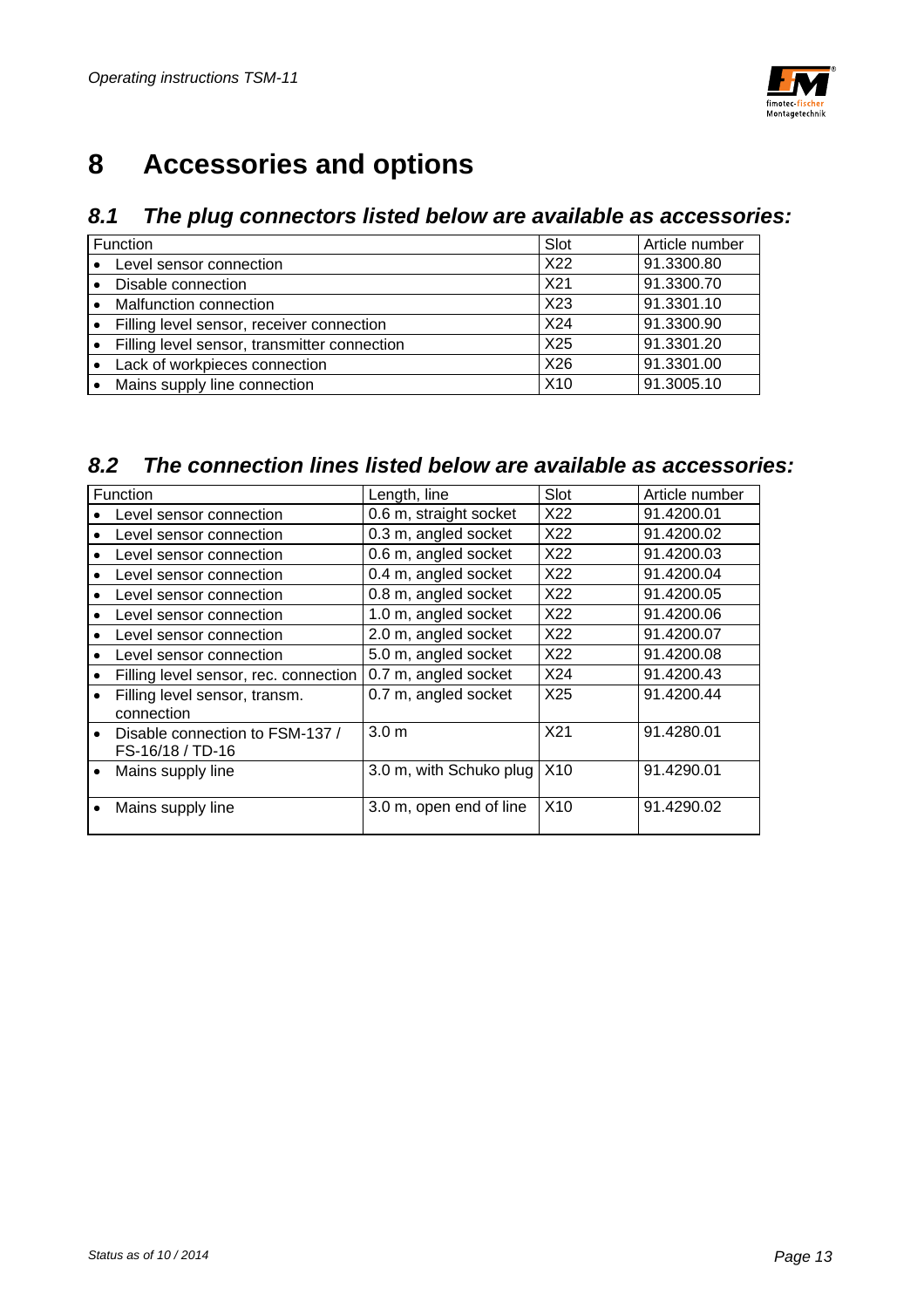# 8 Accessories and options

## 8.1 The plug connectors listed below are available as accessories:

| Function | Slot | Article number |
|---|---|---|
| • Level sensor connection | X22 | 91.3300.80 |
| • Disable connection | X21 | 91.3300.70 |
| • Malfunction connection | X23 | 91.3301.10 |
| • Filling level sensor, receiver connection | X24 | 91.3300.90 |
| • Filling level sensor, transmitter connection | X25 | 91.3301.20 |
| • Lack of workpieces connection | X26 | 91.3301.00 |
| • Mains supply line connection | X10 | 91.3005.10 |

## 8.2 The connection lines listed below are available as accessories:

| Function | Length, line | Slot | Article number |
|---|---|---|---|
| • Level sensor connection | 0.6 m, straight socket | X22 | 91.4200.01 |
| • Level sensor connection | 0.3 m, angled socket | X22 | 91.4200.02 |
| • Level sensor connection | 0.6 m, angled socket | X22 | 91.4200.03 |
| • Level sensor connection | 0.4 m, angled socket | X22 | 91.4200.04 |
| • Level sensor connection | 0.8 m, angled socket | X22 | 91.4200.05 |
| • Level sensor connection | 1.0 m, angled socket | X22 | 91.4200.06 |
| • Level sensor connection | 2.0 m, angled socket | X22 | 91.4200.07 |
| • Level sensor connection | 5.0 m, angled socket | X22 | 91.4200.08 |
| • Filling level sensor, rec. connection | 0.7 m, angled socket | X24 | 91.4200.43 |
| • Filling level sensor, transm. connection | 0.7 m, angled socket | X25 | 91.4200.44 |
| • Disable connection to FSM-137 / FS-16/18 / TD-16 | 3.0 m | X21 | 91.4280.01 |
| • Mains supply line | 3.0 m, with Schuko plug | X10 | 91.4290.01 |
| • Mains supply line | 3.0 m, open end of line | X10 | 91.4290.02 |

*Status as of 10 / 2014*